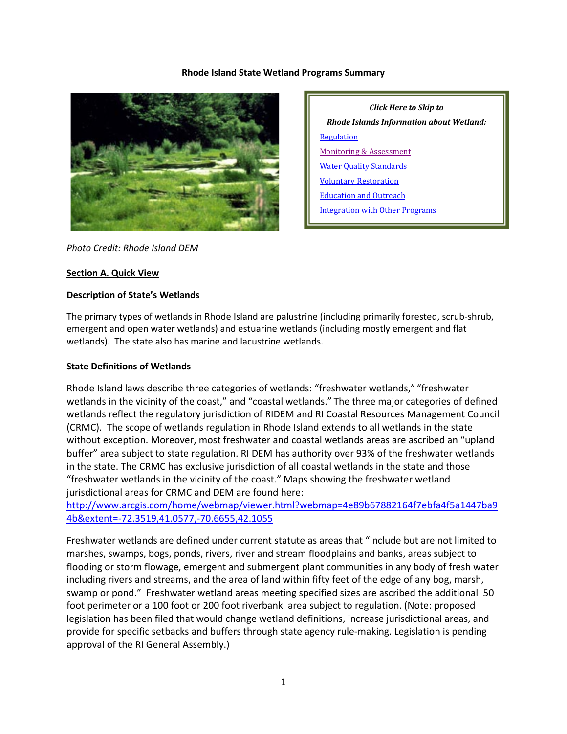# Rhode Island State Wetland Programs Summary

*Click Here to Skip to*

*Rhode Islands Information about Wetland:*

- Regulation
- Monitoring & Assessment
- Water Quality Standards
- Voluntary Restoration
- Education and Outreach
- Integration with Other Programs

*Photo Credit: Rhode Island DEM*

## Section A. Quick View

### Description of State's Wetlands

The primary types of wetlands in Rhode Island are palustrine (including primarily forested, scrub-shrub, emergent and open water wetlands) and estuarine wetlands (including mostly emergent and flat wetlands). The state also has marine and lacustrine wetlands.

### State Definitions of Wetlands

Rhode Island laws describe three categories of wetlands: "freshwater wetlands," "freshwater wetlands in the vicinity of the coast," and "coastal wetlands." The three major categories of defined wetlands reflect the regulatory jurisdiction of RIDEM and RI Coastal Resources Management Council (CRMC). The scope of wetlands regulation in Rhode Island extends to all wetlands in the state without exception. Moreover, most freshwater and coastal wetlands areas are ascribed an "upland buffer" area subject to state regulation. RI DEM has authority over 93% of the freshwater wetlands in the state. The CRMC has exclusive jurisdiction of all coastal wetlands in the state and those "freshwater wetlands in the vicinity of the coast." Maps showing the freshwater wetland jurisdictional areas for CRMC and DEM are found here: http://www.arcgis.com/home/webmap/viewer.html?webmap=4e89b67882164f7ebfa4f5a1447ba94b&extent=-72.3519,41.0577,-70.6655,42.1055

Freshwater wetlands are defined under current statute as areas that "include but are not limited to marshes, swamps, bogs, ponds, rivers, river and stream floodplains and banks, areas subject to flooding or storm flowage, emergent and submergent plant communities in any body of fresh water including rivers and streams, and the area of land within fifty feet of the edge of any bog, marsh, swamp or pond." Freshwater wetland areas meeting specified sizes are ascribed the additional 50 foot perimeter or a 100 foot or 200 foot riverbank area subject to regulation. (Note: proposed legislation has been filed that would change wetland definitions, increase jurisdictional areas, and provide for specific setbacks and buffers through state agency rule-making. Legislation is pending approval of the RI General Assembly.)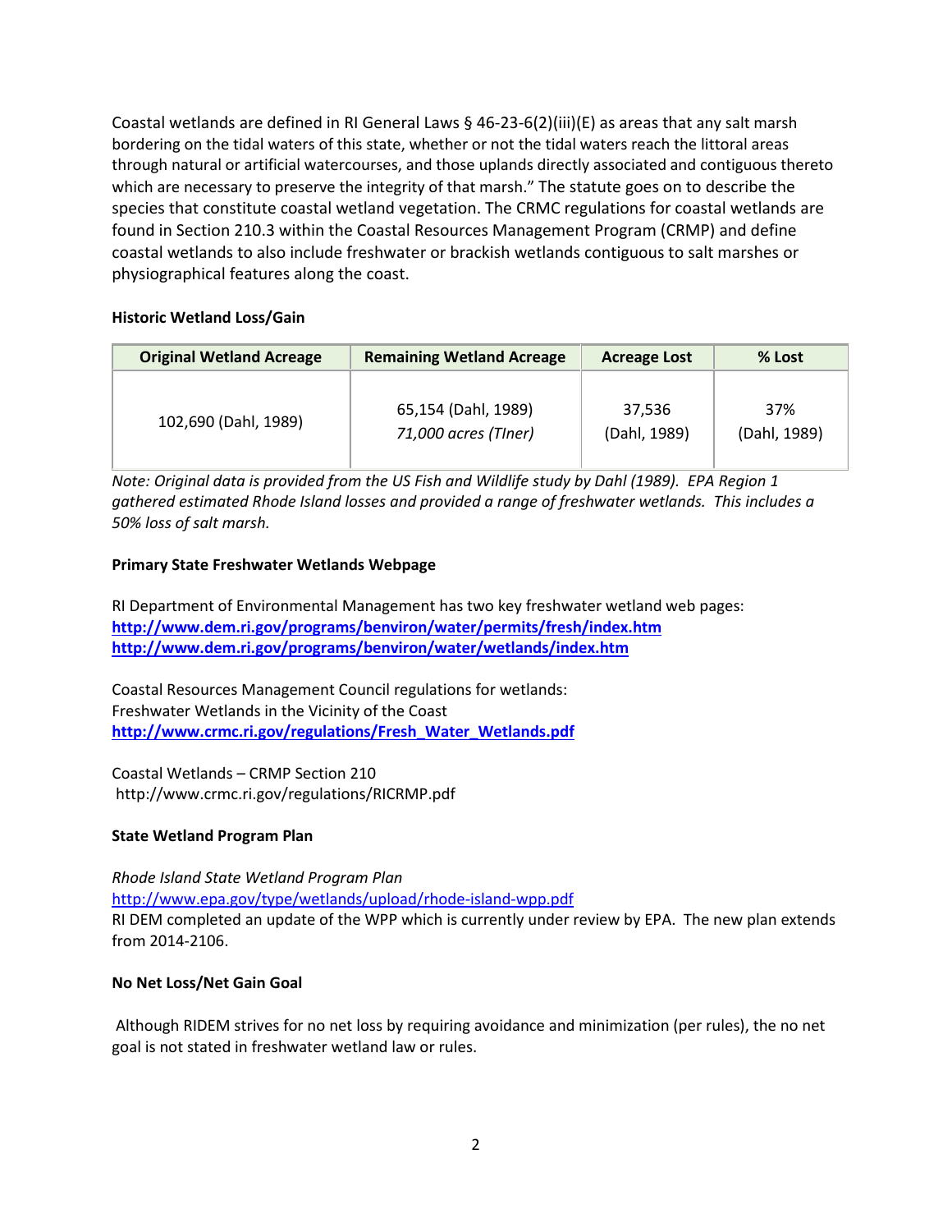Coastal wetlands are defined in RI General Laws § 46-23-6(2)(iii)(E) as areas that any salt marsh bordering on the tidal waters of this state, whether or not the tidal waters reach the littoral areas through natural or artificial watercourses, and those uplands directly associated and contiguous thereto which are necessary to preserve the integrity of that marsh." The statute goes on to describe the species that constitute coastal wetland vegetation. The CRMC regulations for coastal wetlands are found in Section 210.3 within the Coastal Resources Management Program (CRMP) and define coastal wetlands to also include freshwater or brackish wetlands contiguous to salt marshes or physiographical features along the coast.

**Historic Wetland Loss/Gain**

| Original Wetland Acreage | Remaining Wetland Acreage | Acreage Lost | % Lost |
|---|---|---|---|
| 102,690 (Dahl, 1989) | 65,154 (Dahl, 1989)<br>*71,000 acres (TIner)* | 37,536<br>(Dahl, 1989) | 37%<br>(Dahl, 1989) |

*Note: Original data is provided from the US Fish and Wildlife study by Dahl (1989). EPA Region 1 gathered estimated Rhode Island losses and provided a range of freshwater wetlands. This includes a 50% loss of salt marsh.*

**Primary State Freshwater Wetlands Webpage**

RI Department of Environmental Management has two key freshwater wetland web pages:
**http://www.dem.ri.gov/programs/benviron/water/permits/fresh/index.htm**
**http://www.dem.ri.gov/programs/benviron/water/wetlands/index.htm**

Coastal Resources Management Council regulations for wetlands:
Freshwater Wetlands in the Vicinity of the Coast
**http://www.crmc.ri.gov/regulations/Fresh_Water_Wetlands.pdf**

Coastal Wetlands – CRMP Section 210
http://www.crmc.ri.gov/regulations/RICRMP.pdf

**State Wetland Program Plan**

*Rhode Island State Wetland Program Plan*
http://www.epa.gov/type/wetlands/upload/rhode-island-wpp.pdf
RI DEM completed an update of the WPP which is currently under review by EPA. The new plan extends from 2014-2106.

**No Net Loss/Net Gain Goal**

Although RIDEM strives for no net loss by requiring avoidance and minimization (per rules), the no net goal is not stated in freshwater wetland law or rules.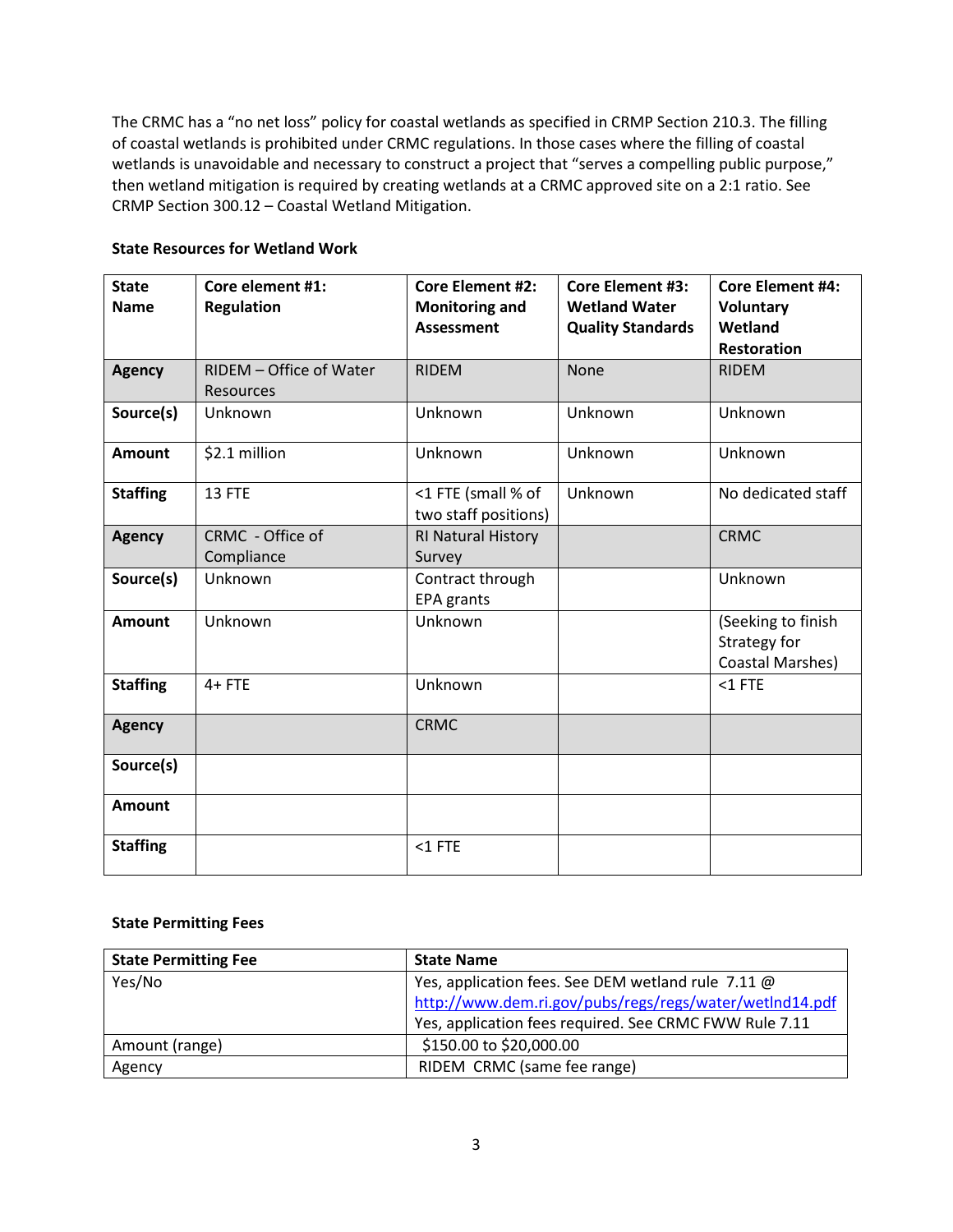The CRMC has a "no net loss" policy for coastal wetlands as specified in CRMP Section 210.3. The filling of coastal wetlands is prohibited under CRMC regulations. In those cases where the filling of coastal wetlands is unavoidable and necessary to construct a project that "serves a compelling public purpose," then wetland mitigation is required by creating wetlands at a CRMC approved site on a 2:1 ratio. See CRMP Section 300.12 – Coastal Wetland Mitigation.

**State Resources for Wetland Work**

| State Name | Core element #1: Regulation | Core Element #2: Monitoring and Assessment | Core Element #3: Wetland Water Quality Standards | Core Element #4: Voluntary Wetland Restoration |
|---|---|---|---|---|
| **Agency** | RIDEM – Office of Water Resources | RIDEM | None | RIDEM |
| **Source(s)** | Unknown | Unknown | Unknown | Unknown |
| **Amount** | $2.1 million | Unknown | Unknown | Unknown |
| **Staffing** | 13 FTE | <1 FTE (small % of two staff positions) | Unknown | No dedicated staff |
| **Agency** | CRMC - Office of Compliance | RI Natural History Survey | | CRMC |
| **Source(s)** | Unknown | Contract through EPA grants | | Unknown |
| **Amount** | Unknown | Unknown | | (Seeking to finish Strategy for Coastal Marshes) |
| **Staffing** | 4+ FTE | Unknown | | <1 FTE |
| **Agency** | | CRMC | | |
| **Source(s)** | | | | |
| **Amount** | | | | |
| **Staffing** | | <1 FTE | | |

**State Permitting Fees**

| State Permitting Fee | State Name |
|---|---|
| Yes/No | Yes, application fees. See DEM wetland rule 7.11 @ http://www.dem.ri.gov/pubs/regs/regs/water/wetlnd14.pdf<br>Yes, application fees required. See CRMC FWW Rule 7.11 |
| Amount (range) | $150.00 to $20,000.00 |
| Agency | RIDEM CRMC (same fee range) |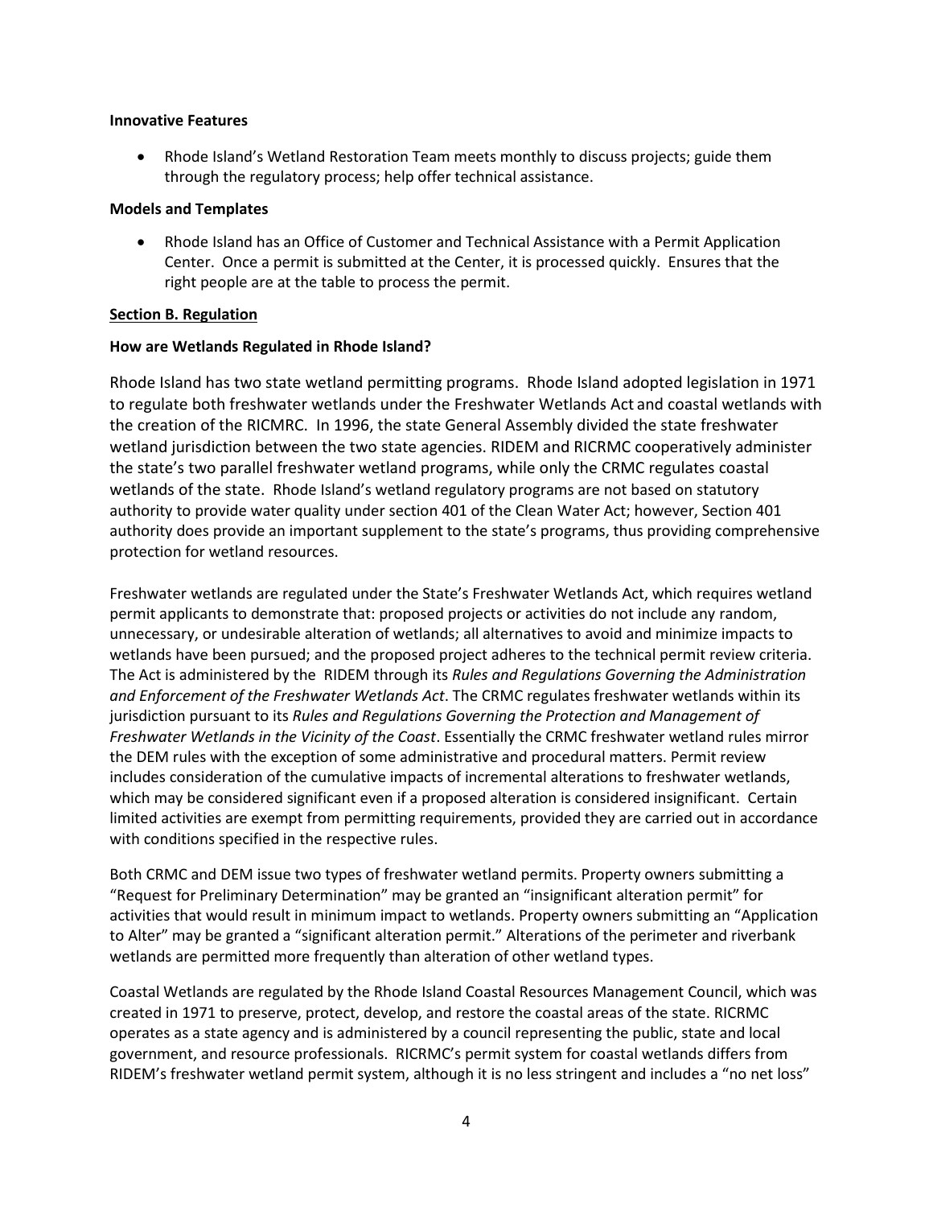**Innovative Features**

- Rhode Island's Wetland Restoration Team meets monthly to discuss projects; guide them through the regulatory process; help offer technical assistance.

**Models and Templates**

- Rhode Island has an Office of Customer and Technical Assistance with a Permit Application Center. Once a permit is submitted at the Center, it is processed quickly. Ensures that the right people are at the table to process the permit.

## Section B. Regulation

**How are Wetlands Regulated in Rhode Island?**

Rhode Island has two state wetland permitting programs. Rhode Island adopted legislation in 1971 to regulate both freshwater wetlands under the Freshwater Wetlands Act and coastal wetlands with the creation of the RICMRC. In 1996, the state General Assembly divided the state freshwater wetland jurisdiction between the two state agencies. RIDEM and RICRMC cooperatively administer the state's two parallel freshwater wetland programs, while only the CRMC regulates coastal wetlands of the state. Rhode Island's wetland regulatory programs are not based on statutory authority to provide water quality under section 401 of the Clean Water Act; however, Section 401 authority does provide an important supplement to the state's programs, thus providing comprehensive protection for wetland resources.

Freshwater wetlands are regulated under the State's Freshwater Wetlands Act, which requires wetland permit applicants to demonstrate that: proposed projects or activities do not include any random, unnecessary, or undesirable alteration of wetlands; all alternatives to avoid and minimize impacts to wetlands have been pursued; and the proposed project adheres to the technical permit review criteria. The Act is administered by the RIDEM through its *Rules and Regulations Governing the Administration and Enforcement of the Freshwater Wetlands Act*. The CRMC regulates freshwater wetlands within its jurisdiction pursuant to its *Rules and Regulations Governing the Protection and Management of Freshwater Wetlands in the Vicinity of the Coast*. Essentially the CRMC freshwater wetland rules mirror the DEM rules with the exception of some administrative and procedural matters. Permit review includes consideration of the cumulative impacts of incremental alterations to freshwater wetlands, which may be considered significant even if a proposed alteration is considered insignificant. Certain limited activities are exempt from permitting requirements, provided they are carried out in accordance with conditions specified in the respective rules.

Both CRMC and DEM issue two types of freshwater wetland permits. Property owners submitting a "Request for Preliminary Determination" may be granted an "insignificant alteration permit" for activities that would result in minimum impact to wetlands. Property owners submitting an "Application to Alter" may be granted a "significant alteration permit." Alterations of the perimeter and riverbank wetlands are permitted more frequently than alteration of other wetland types.

Coastal Wetlands are regulated by the Rhode Island Coastal Resources Management Council, which was created in 1971 to preserve, protect, develop, and restore the coastal areas of the state. RICRMC operates as a state agency and is administered by a council representing the public, state and local government, and resource professionals. RICRMC's permit system for coastal wetlands differs from RIDEM's freshwater wetland permit system, although it is no less stringent and includes a "no net loss"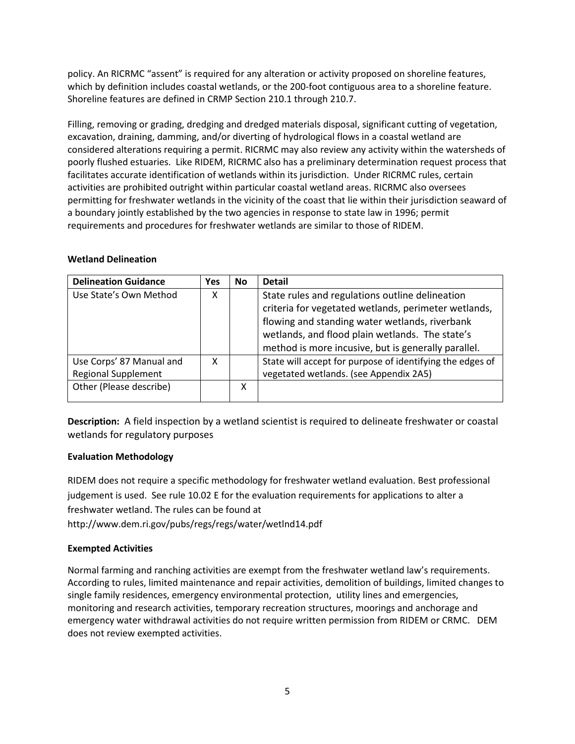policy. An RICRMC "assent" is required for any alteration or activity proposed on shoreline features, which by definition includes coastal wetlands, or the 200-foot contiguous area to a shoreline feature. Shoreline features are defined in CRMP Section 210.1 through 210.7.

Filling, removing or grading, dredging and dredged materials disposal, significant cutting of vegetation, excavation, draining, damming, and/or diverting of hydrological flows in a coastal wetland are considered alterations requiring a permit. RICRMC may also review any activity within the watersheds of poorly flushed estuaries. Like RIDEM, RICRMC also has a preliminary determination request process that facilitates accurate identification of wetlands within its jurisdiction. Under RICRMC rules, certain activities are prohibited outright within particular coastal wetland areas. RICRMC also oversees permitting for freshwater wetlands in the vicinity of the coast that lie within their jurisdiction seaward of a boundary jointly established by the two agencies in response to state law in 1996; permit requirements and procedures for freshwater wetlands are similar to those of RIDEM.

**Wetland Delineation**

| Delineation Guidance | Yes | No | Detail |
|---|---|---|---|
| Use State's Own Method | X | | State rules and regulations outline delineation criteria for vegetated wetlands, perimeter wetlands, flowing and standing water wetlands, riverbank wetlands, and flood plain wetlands. The state's method is more incusive, but is generally parallel. |
| Use Corps' 87 Manual and Regional Supplement | X | | State will accept for purpose of identifying the edges of vegetated wetlands. (see Appendix 2A5) |
| Other (Please describe) | | X | |

**Description:** A field inspection by a wetland scientist is required to delineate freshwater or coastal wetlands for regulatory purposes

**Evaluation Methodology**

RIDEM does not require a specific methodology for freshwater wetland evaluation. Best professional judgement is used. See rule 10.02 E for the evaluation requirements for applications to alter a freshwater wetland. The rules can be found at
http://www.dem.ri.gov/pubs/regs/regs/water/wetlnd14.pdf

**Exempted Activities**

Normal farming and ranching activities are exempt from the freshwater wetland law's requirements. According to rules, limited maintenance and repair activities, demolition of buildings, limited changes to single family residences, emergency environmental protection, utility lines and emergencies, monitoring and research activities, temporary recreation structures, moorings and anchorage and emergency water withdrawal activities do not require written permission from RIDEM or CRMC. DEM does not review exempted activities.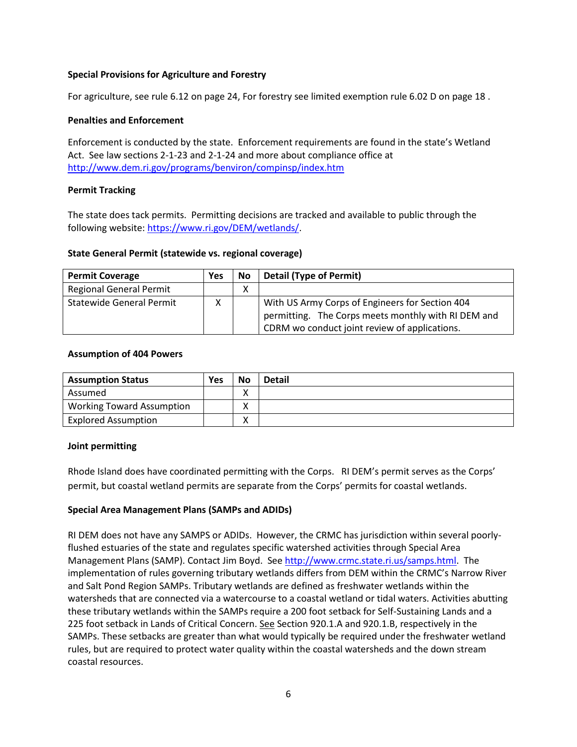**Special Provisions for Agriculture and Forestry**

For agriculture, see rule 6.12 on page 24, For forestry see limited exemption rule 6.02 D on page 18 .

**Penalties and Enforcement**

Enforcement is conducted by the state. Enforcement requirements are found in the state's Wetland Act. See law sections 2-1-23 and 2-1-24 and more about compliance office at http://www.dem.ri.gov/programs/benviron/compinsp/index.htm

**Permit Tracking**

The state does tack permits. Permitting decisions are tracked and available to public through the following website: https://www.ri.gov/DEM/wetlands/.

**State General Permit (statewide vs. regional coverage)**

| Permit Coverage | Yes | No | Detail (Type of Permit) |
|---|---|---|---|
| Regional General Permit | | X | |
| Statewide General Permit | X | | With US Army Corps of Engineers for Section 404 permitting. The Corps meets monthly with RI DEM and CDRM wo conduct joint review of applications. |

**Assumption of 404 Powers**

| Assumption Status | Yes | No | Detail |
|---|---|---|---|
| Assumed | | X | |
| Working Toward Assumption | | X | |
| Explored Assumption | | X | |

**Joint permitting**

Rhode Island does have coordinated permitting with the Corps. RI DEM's permit serves as the Corps' permit, but coastal wetland permits are separate from the Corps' permits for coastal wetlands.

**Special Area Management Plans (SAMPs and ADIDs)**

RI DEM does not have any SAMPS or ADIDs. However, the CRMC has jurisdiction within several poorly-flushed estuaries of the state and regulates specific watershed activities through Special Area Management Plans (SAMP). Contact Jim Boyd. See http://www.crmc.state.ri.us/samps.html. The implementation of rules governing tributary wetlands differs from DEM within the CRMC's Narrow River and Salt Pond Region SAMPs. Tributary wetlands are defined as freshwater wetlands within the watersheds that are connected via a watercourse to a coastal wetland or tidal waters. Activities abutting these tributary wetlands within the SAMPs require a 200 foot setback for Self-Sustaining Lands and a 225 foot setback in Lands of Critical Concern. See Section 920.1.A and 920.1.B, respectively in the SAMPs. These setbacks are greater than what would typically be required under the freshwater wetland rules, but are required to protect water quality within the coastal watersheds and the down stream coastal resources.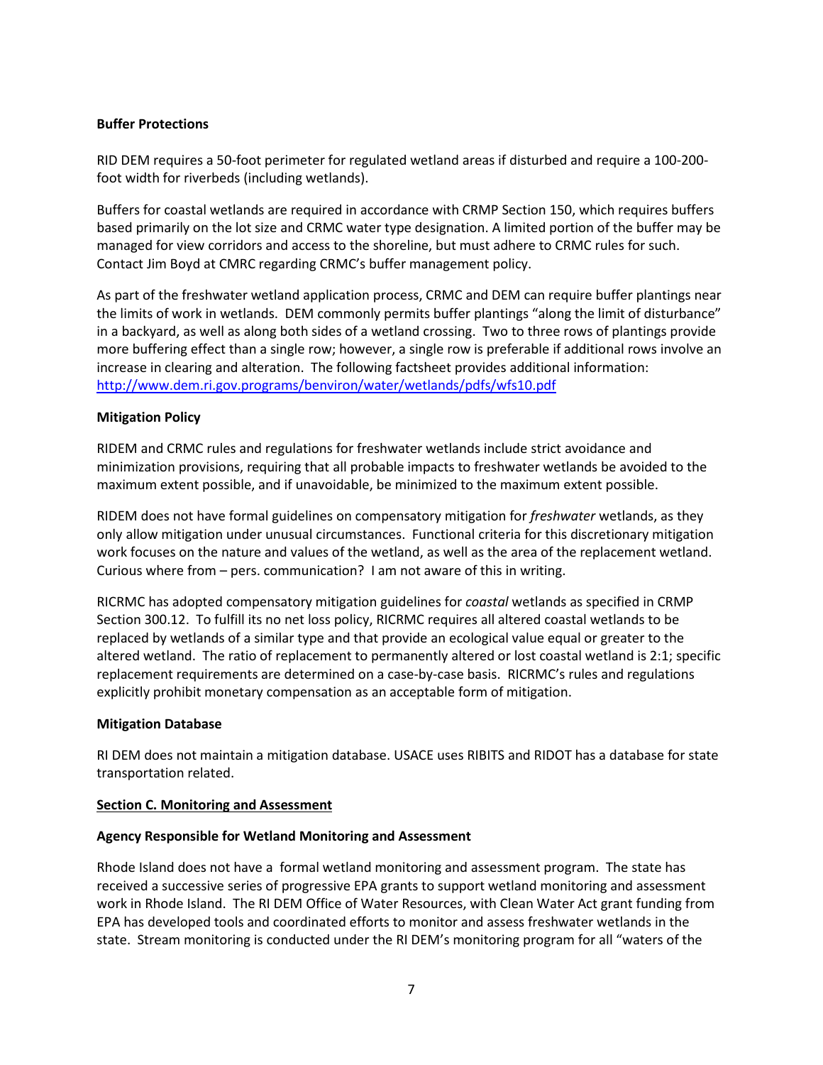**Buffer Protections**

RID DEM requires a 50-foot perimeter for regulated wetland areas if disturbed and require a 100-200-foot width for riverbeds (including wetlands).

Buffers for coastal wetlands are required in accordance with CRMP Section 150, which requires buffers based primarily on the lot size and CRMC water type designation. A limited portion of the buffer may be managed for view corridors and access to the shoreline, but must adhere to CRMC rules for such. Contact Jim Boyd at CMRC regarding CRMC's buffer management policy.

As part of the freshwater wetland application process, CRMC and DEM can require buffer plantings near the limits of work in wetlands. DEM commonly permits buffer plantings "along the limit of disturbance" in a backyard, as well as along both sides of a wetland crossing. Two to three rows of plantings provide more buffering effect than a single row; however, a single row is preferable if additional rows involve an increase in clearing and alteration. The following factsheet provides additional information: [http://www.dem.ri.gov.programs/benviron/water/wetlands/pdfs/wfs10.pdf](http://www.dem.ri.gov.programs/benviron/water/wetlands/pdfs/wfs10.pdf)

**Mitigation Policy**

RIDEM and CRMC rules and regulations for freshwater wetlands include strict avoidance and minimization provisions, requiring that all probable impacts to freshwater wetlands be avoided to the maximum extent possible, and if unavoidable, be minimized to the maximum extent possible.

RIDEM does not have formal guidelines on compensatory mitigation for *freshwater* wetlands, as they only allow mitigation under unusual circumstances. Functional criteria for this discretionary mitigation work focuses on the nature and values of the wetland, as well as the area of the replacement wetland. Curious where from – pers. communication? I am not aware of this in writing.

RICRMC has adopted compensatory mitigation guidelines for *coastal* wetlands as specified in CRMP Section 300.12. To fulfill its no net loss policy, RICRMC requires all altered coastal wetlands to be replaced by wetlands of a similar type and that provide an ecological value equal or greater to the altered wetland. The ratio of replacement to permanently altered or lost coastal wetland is 2:1; specific replacement requirements are determined on a case-by-case basis. RICRMC's rules and regulations explicitly prohibit monetary compensation as an acceptable form of mitigation.

**Mitigation Database**

RI DEM does not maintain a mitigation database. USACE uses RIBITS and RIDOT has a database for state transportation related.

**Section C. Monitoring and Assessment**

**Agency Responsible for Wetland Monitoring and Assessment**

Rhode Island does not have a formal wetland monitoring and assessment program. The state has received a successive series of progressive EPA grants to support wetland monitoring and assessment work in Rhode Island. The RI DEM Office of Water Resources, with Clean Water Act grant funding from EPA has developed tools and coordinated efforts to monitor and assess freshwater wetlands in the state. Stream monitoring is conducted under the RI DEM's monitoring program for all "waters of the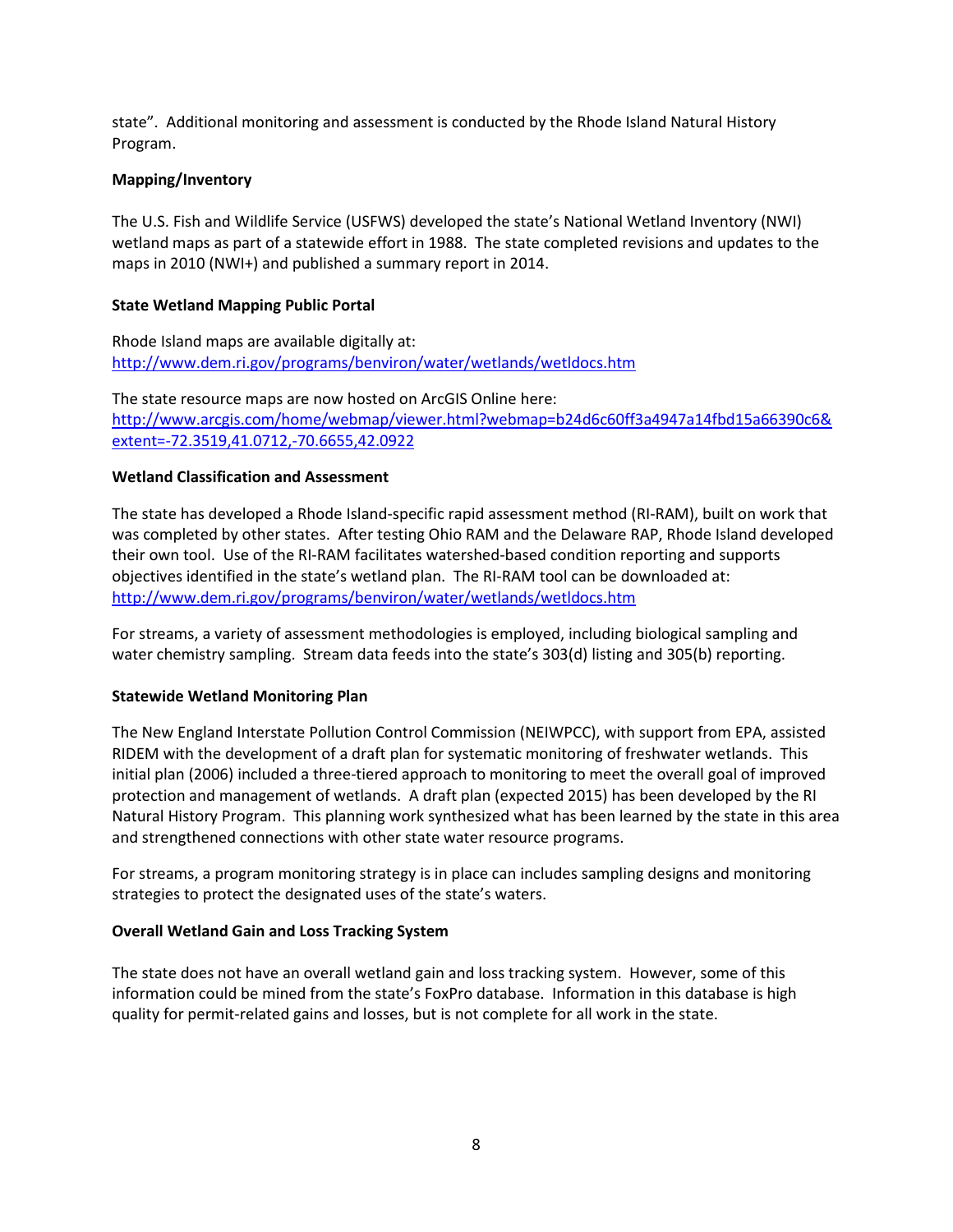state". Additional monitoring and assessment is conducted by the Rhode Island Natural History Program.

**Mapping/Inventory**

The U.S. Fish and Wildlife Service (USFWS) developed the state's National Wetland Inventory (NWI) wetland maps as part of a statewide effort in 1988. The state completed revisions and updates to the maps in 2010 (NWI+) and published a summary report in 2014.

**State Wetland Mapping Public Portal**

Rhode Island maps are available digitally at:
http://www.dem.ri.gov/programs/benviron/water/wetlands/wetldocs.htm

The state resource maps are now hosted on ArcGIS Online here:
http://www.arcgis.com/home/webmap/viewer.html?webmap=b24d6c60ff3a4947a14fbd15a66390c6&extent=-72.3519,41.0712,-70.6655,42.0922

**Wetland Classification and Assessment**

The state has developed a Rhode Island-specific rapid assessment method (RI-RAM), built on work that was completed by other states. After testing Ohio RAM and the Delaware RAP, Rhode Island developed their own tool. Use of the RI-RAM facilitates watershed-based condition reporting and supports objectives identified in the state's wetland plan. The RI-RAM tool can be downloaded at:
http://www.dem.ri.gov/programs/benviron/water/wetlands/wetldocs.htm

For streams, a variety of assessment methodologies is employed, including biological sampling and water chemistry sampling. Stream data feeds into the state's 303(d) listing and 305(b) reporting.

**Statewide Wetland Monitoring Plan**

The New England Interstate Pollution Control Commission (NEIWPCC), with support from EPA, assisted RIDEM with the development of a draft plan for systematic monitoring of freshwater wetlands. This initial plan (2006) included a three-tiered approach to monitoring to meet the overall goal of improved protection and management of wetlands. A draft plan (expected 2015) has been developed by the RI Natural History Program. This planning work synthesized what has been learned by the state in this area and strengthened connections with other state water resource programs.

For streams, a program monitoring strategy is in place can includes sampling designs and monitoring strategies to protect the designated uses of the state's waters.

**Overall Wetland Gain and Loss Tracking System**

The state does not have an overall wetland gain and loss tracking system. However, some of this information could be mined from the state's FoxPro database. Information in this database is high quality for permit-related gains and losses, but is not complete for all work in the state.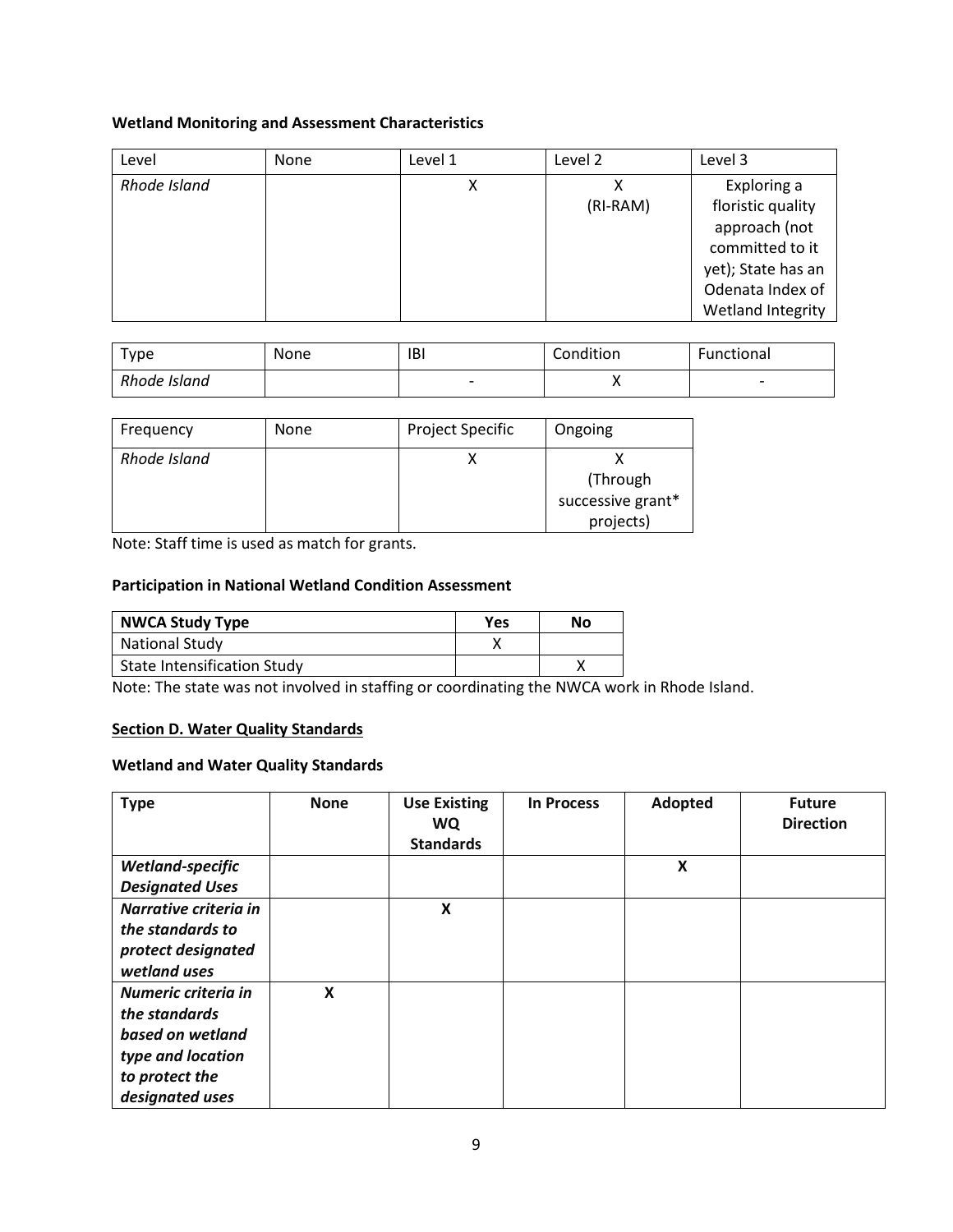**Wetland Monitoring and Assessment Characteristics**

| Level | None | Level 1 | Level 2 | Level 3 |
|---|---|---|---|---|
| *Rhode Island* | | X | X (RI-RAM) | Exploring a floristic quality approach (not committed to it yet); State has an Odenata Index of Wetland Integrity |

| Type | None | IBI | Condition | Functional |
|---|---|---|---|---|
| *Rhode Island* | | - | X | - |

| Frequency | None | Project Specific | Ongoing |
|---|---|---|---|
| *Rhode Island* | | X | X (Through successive grant* projects) |

Note: Staff time is used as match for grants.

**Participation in National Wetland Condition Assessment**

| **NWCA Study Type** | **Yes** | **No** |
|---|---|---|
| National Study | X | |
| State Intensification Study | | X |

Note: The state was not involved in staffing or coordinating the NWCA work in Rhode Island.

**<u>Section D. Water Quality Standards</u>**

**Wetland and Water Quality Standards**

| **Type** | **None** | **Use Existing WQ Standards** | **In Process** | **Adopted** | **Future Direction** |
|---|---|---|---|---|---|
| ***Wetland-specific Designated Uses*** | | | | **X** | |
| ***Narrative criteria in the standards to protect designated wetland uses*** | | **X** | | | |
| ***Numeric criteria in the standards based on wetland type and location to protect the designated uses*** | **X** | | | | |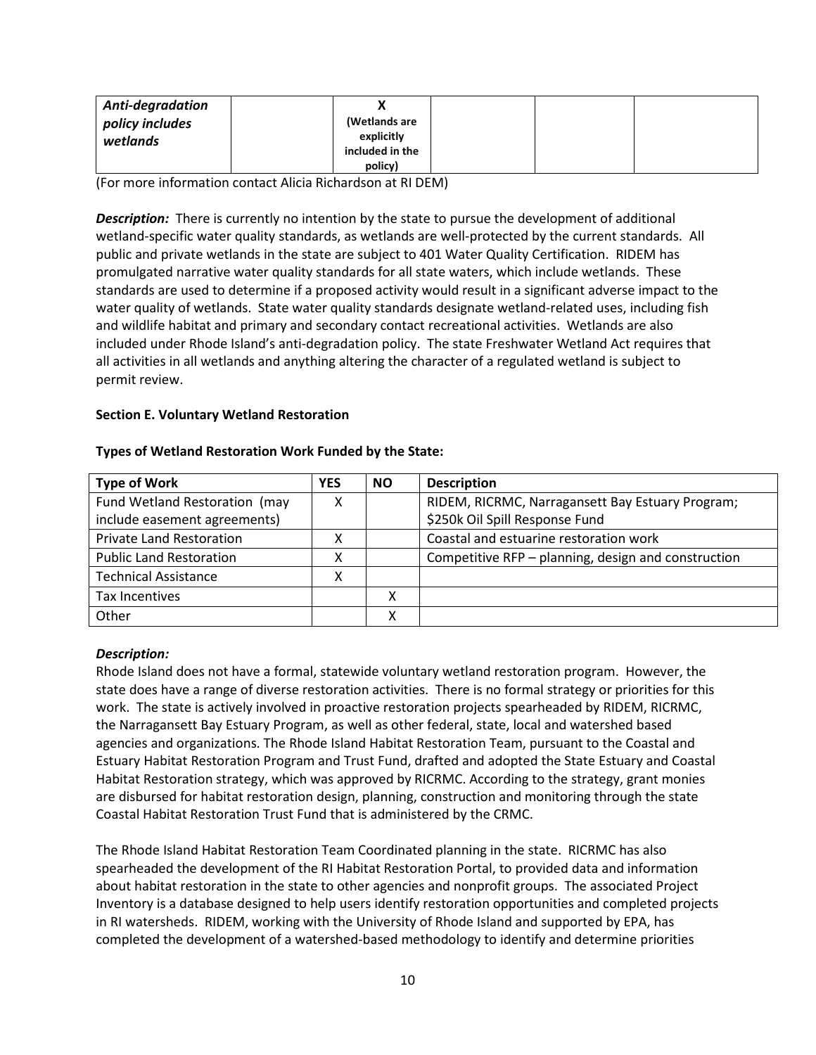| *Anti-degradation policy includes wetlands* | | X (Wetlands are explicitly included in the policy) | | | |
|---|---|---|---|---|---|

(For more information contact Alicia Richardson at RI DEM)

***Description:*** There is currently no intention by the state to pursue the development of additional wetland-specific water quality standards, as wetlands are well-protected by the current standards. All public and private wetlands in the state are subject to 401 Water Quality Certification. RIDEM has promulgated narrative water quality standards for all state waters, which include wetlands. These standards are used to determine if a proposed activity would result in a significant adverse impact to the water quality of wetlands. State water quality standards designate wetland-related uses, including fish and wildlife habitat and primary and secondary contact recreational activities. Wetlands are also included under Rhode Island's anti-degradation policy. The state Freshwater Wetland Act requires that all activities in all wetlands and anything altering the character of a regulated wetland is subject to permit review.

**Section E. Voluntary Wetland Restoration**

**Types of Wetland Restoration Work Funded by the State:**

| Type of Work | YES | NO | Description |
|---|---|---|---|
| Fund Wetland Restoration (may include easement agreements) | X | | RIDEM, RICRMC, Narragansett Bay Estuary Program; $250k Oil Spill Response Fund |
| Private Land Restoration | X | | Coastal and estuarine restoration work |
| Public Land Restoration | X | | Competitive RFP – planning, design and construction |
| Technical Assistance | X | | |
| Tax Incentives | | X | |
| Other | | X | |

***Description:***

Rhode Island does not have a formal, statewide voluntary wetland restoration program. However, the state does have a range of diverse restoration activities. There is no formal strategy or priorities for this work. The state is actively involved in proactive restoration projects spearheaded by RIDEM, RICRMC, the Narragansett Bay Estuary Program, as well as other federal, state, local and watershed based agencies and organizations. The Rhode Island Habitat Restoration Team, pursuant to the Coastal and Estuary Habitat Restoration Program and Trust Fund, drafted and adopted the State Estuary and Coastal Habitat Restoration strategy, which was approved by RICRMC. According to the strategy, grant monies are disbursed for habitat restoration design, planning, construction and monitoring through the state Coastal Habitat Restoration Trust Fund that is administered by the CRMC.

The Rhode Island Habitat Restoration Team Coordinated planning in the state. RICRMC has also spearheaded the development of the RI Habitat Restoration Portal, to provided data and information about habitat restoration in the state to other agencies and nonprofit groups. The associated Project Inventory is a database designed to help users identify restoration opportunities and completed projects in RI watersheds. RIDEM, working with the University of Rhode Island and supported by EPA, has completed the development of a watershed-based methodology to identify and determine priorities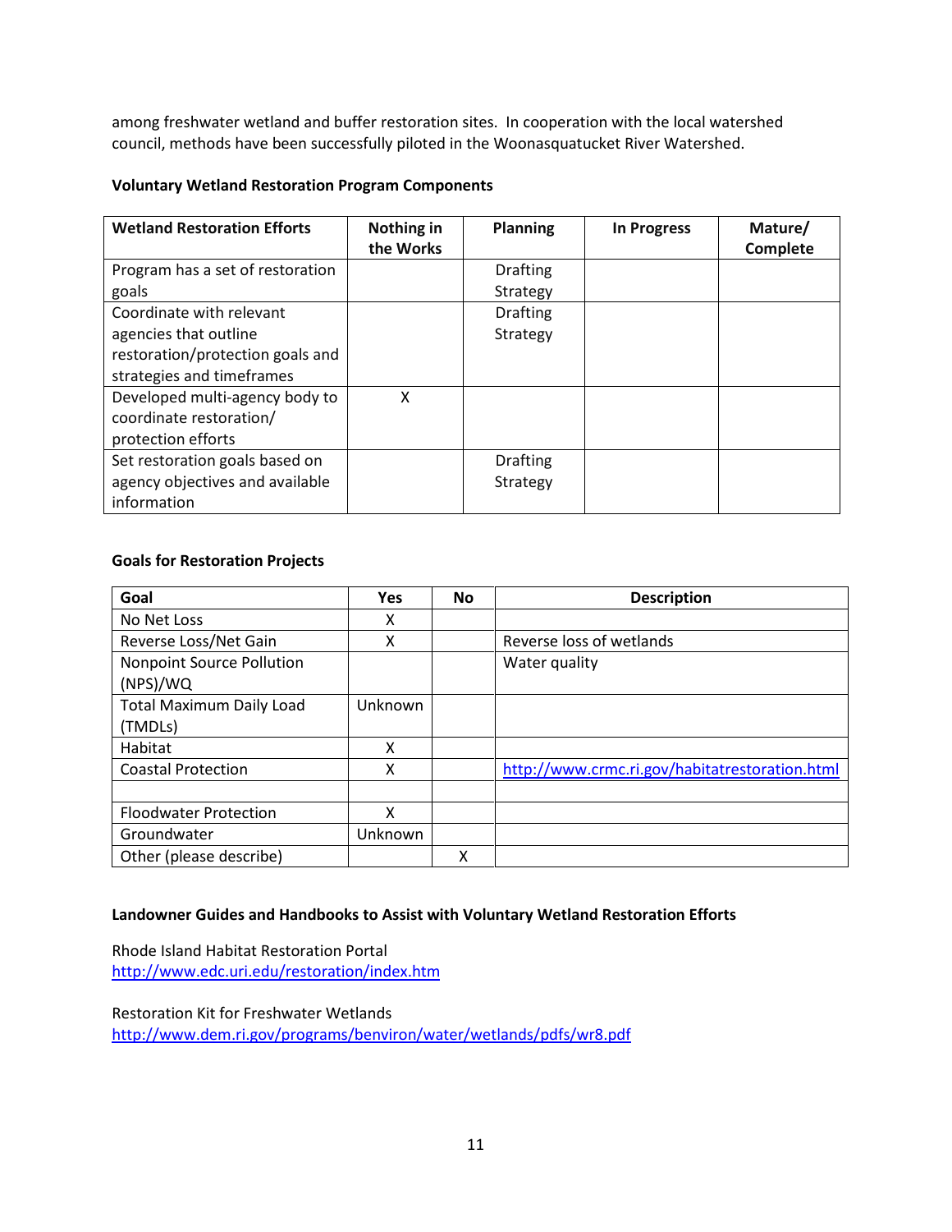among freshwater wetland and buffer restoration sites. In cooperation with the local watershed council, methods have been successfully piloted in the Woonasquatucket River Watershed.

**Voluntary Wetland Restoration Program Components**

| Wetland Restoration Efforts | Nothing in the Works | Planning | In Progress | Mature/ Complete |
|---|---|---|---|---|
| Program has a set of restoration goals | | Drafting Strategy | | |
| Coordinate with relevant agencies that outline restoration/protection goals and strategies and timeframes | | Drafting Strategy | | |
| Developed multi-agency body to coordinate restoration/ protection efforts | X | | | |
| Set restoration goals based on agency objectives and available information | | Drafting Strategy | | |

**Goals for Restoration Projects**

| Goal | Yes | No | Description |
|---|---|---|---|
| No Net Loss | X | | |
| Reverse Loss/Net Gain | X | | Reverse loss of wetlands |
| Nonpoint Source Pollution (NPS)/WQ | | | Water quality |
| Total Maximum Daily Load (TMDLs) | Unknown | | |
| Habitat | X | | |
| Coastal Protection | X | | http://www.crmc.ri.gov/habitatrestoration.html |
| | | | |
| Floodwater Protection | X | | |
| Groundwater | Unknown | | |
| Other (please describe) | | X | |

**Landowner Guides and Handbooks to Assist with Voluntary Wetland Restoration Efforts**

Rhode Island Habitat Restoration Portal
http://www.edc.uri.edu/restoration/index.htm

Restoration Kit for Freshwater Wetlands
http://www.dem.ri.gov/programs/benviron/water/wetlands/pdfs/wr8.pdf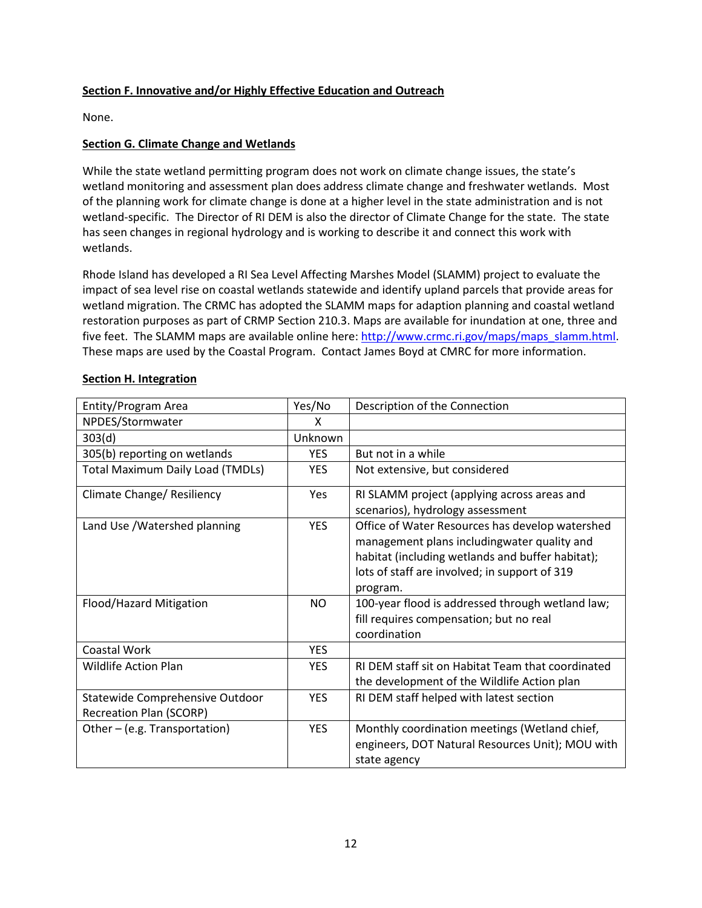**Section F. Innovative and/or Highly Effective Education and Outreach**

None.

**Section G. Climate Change and Wetlands**

While the state wetland permitting program does not work on climate change issues, the state's wetland monitoring and assessment plan does address climate change and freshwater wetlands. Most of the planning work for climate change is done at a higher level in the state administration and is not wetland-specific. The Director of RI DEM is also the director of Climate Change for the state. The state has seen changes in regional hydrology and is working to describe it and connect this work with wetlands.

Rhode Island has developed a RI Sea Level Affecting Marshes Model (SLAMM) project to evaluate the impact of sea level rise on coastal wetlands statewide and identify upland parcels that provide areas for wetland migration. The CRMC has adopted the SLAMM maps for adaption planning and coastal wetland restoration purposes as part of CRMP Section 210.3. Maps are available for inundation at one, three and five feet. The SLAMM maps are available online here: [http://www.crmc.ri.gov/maps/maps_slamm.html](http://www.crmc.ri.gov/maps/maps_slamm.html). These maps are used by the Coastal Program. Contact James Boyd at CMRC for more information.

**Section H. Integration**

| Entity/Program Area | Yes/No | Description of the Connection |
|---|---|---|
| NPDES/Stormwater | X | |
| 303(d) | Unknown | |
| 305(b) reporting on wetlands | YES | But not in a while |
| Total Maximum Daily Load (TMDLs) | YES | Not extensive, but considered |
| Climate Change/ Resiliency | Yes | RI SLAMM project (applying across areas and scenarios), hydrology assessment |
| Land Use /Watershed planning | YES | Office of Water Resources has develop watershed management plans includingwater quality and habitat (including wetlands and buffer habitat); lots of staff are involved; in support of 319 program. |
| Flood/Hazard Mitigation | NO | 100-year flood is addressed through wetland law; fill requires compensation; but no real coordination |
| Coastal Work | YES | |
| Wildlife Action Plan | YES | RI DEM staff sit on Habitat Team that coordinated the development of the Wildlife Action plan |
| Statewide Comprehensive Outdoor Recreation Plan (SCORP) | YES | RI DEM staff helped with latest section |
| Other – (e.g. Transportation) | YES | Monthly coordination meetings (Wetland chief, engineers, DOT Natural Resources Unit); MOU with state agency |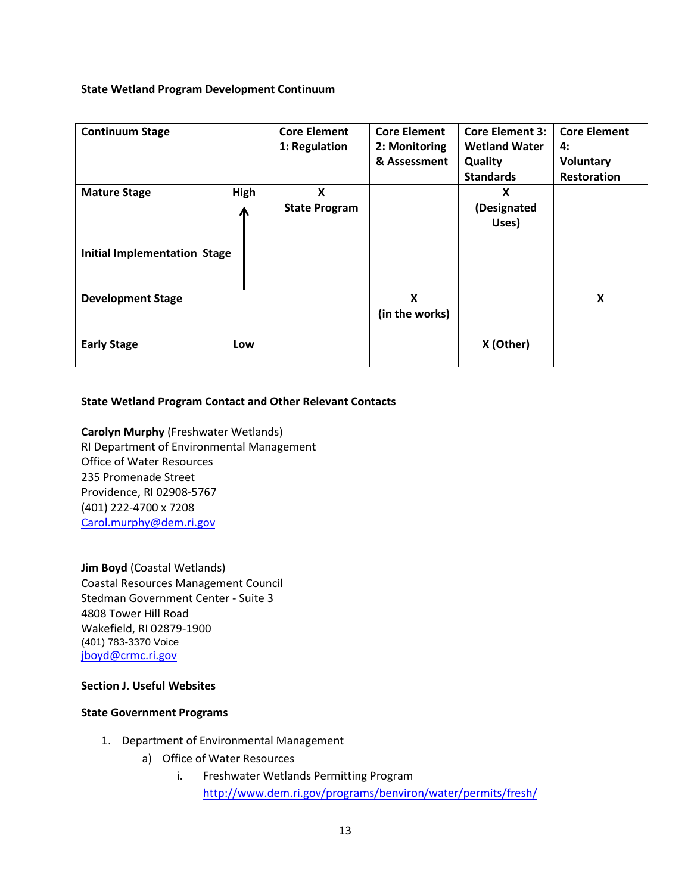**State Wetland Program Development Continuum**

| Continuum Stage | Core Element 1: Regulation | Core Element 2: Monitoring & Assessment | Core Element 3: Wetland Water Quality Standards | Core Element 4: Voluntary Restoration |
|---|---|---|---|---|
| Mature Stage High | X State Program | | X (Designated Uses) | |
| Initial Implementation Stage | | | | |
| Development Stage | | X (in the works) | | X |
| Early Stage Low | | | X (Other) | |

**State Wetland Program Contact and Other Relevant Contacts**

**Carolyn Murphy** (Freshwater Wetlands)
RI Department of Environmental Management
Office of Water Resources
235 Promenade Street
Providence, RI 02908-5767
(401) 222-4700 x 7208
Carol.murphy@dem.ri.gov

**Jim Boyd** (Coastal Wetlands)
Coastal Resources Management Council
Stedman Government Center - Suite 3
4808 Tower Hill Road
Wakefield, RI 02879-1900
(401) 783-3370 Voice
jboyd@crmc.ri.gov

**Section J. Useful Websites**

**State Government Programs**

1. Department of Environmental Management
   a) Office of Water Resources
      i. Freshwater Wetlands Permitting Program
         http://www.dem.ri.gov/programs/benviron/water/permits/fresh/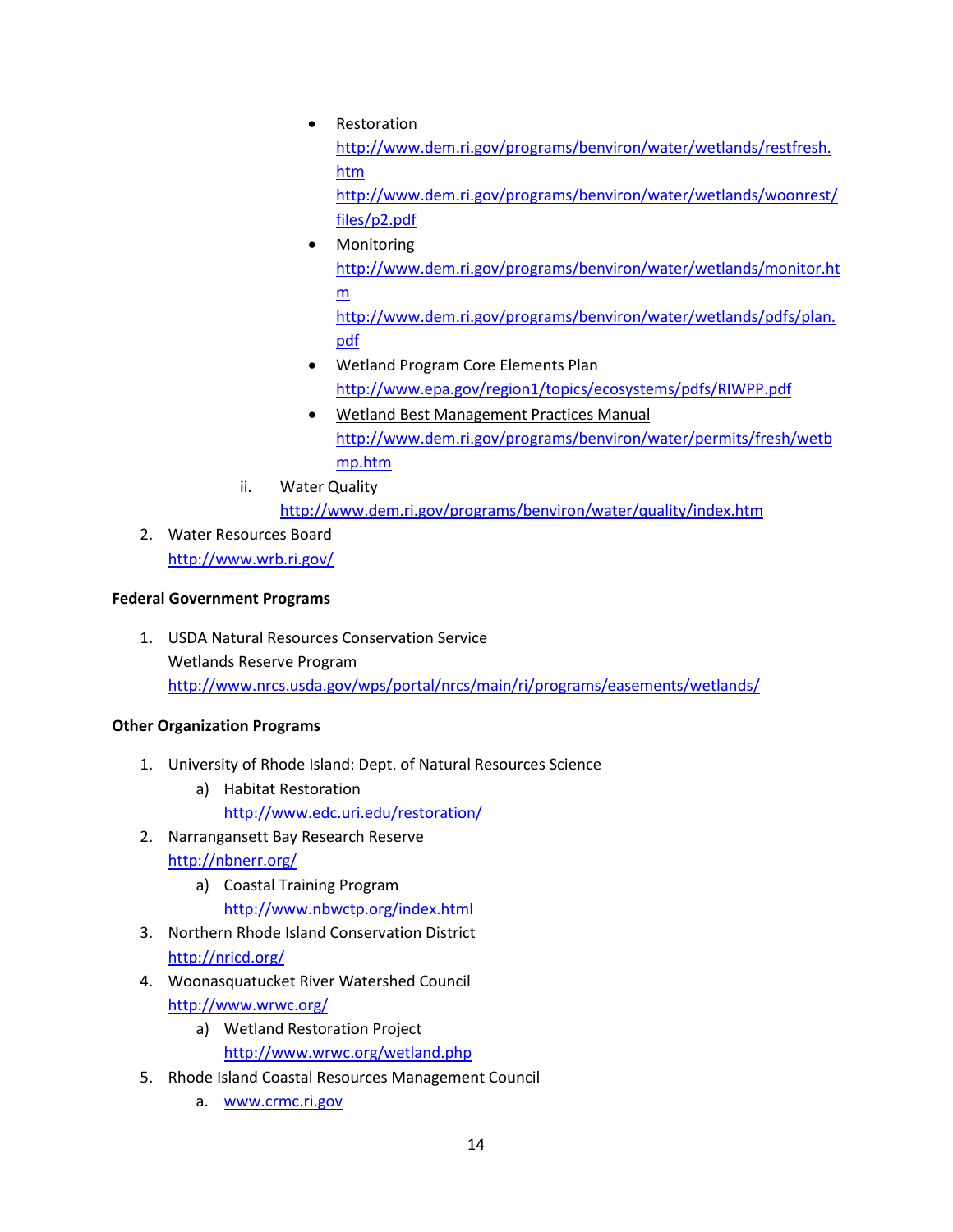- Restoration
  http://www.dem.ri.gov/programs/benviron/water/wetlands/restfresh.htm
  http://www.dem.ri.gov/programs/benviron/water/wetlands/woonrest/files/p2.pdf
- Monitoring
  http://www.dem.ri.gov/programs/benviron/water/wetlands/monitor.htm
  http://www.dem.ri.gov/programs/benviron/water/wetlands/pdfs/plan.pdf
- Wetland Program Core Elements Plan
  http://www.epa.gov/region1/topics/ecosystems/pdfs/RIWPP.pdf
- Wetland Best Management Practices Manual
  http://www.dem.ri.gov/programs/benviron/water/permits/fresh/wetbmp.htm

ii. Water Quality
http://www.dem.ri.gov/programs/benviron/water/quality/index.htm

2. Water Resources Board
   http://www.wrb.ri.gov/

**Federal Government Programs**

1. USDA Natural Resources Conservation Service
   Wetlands Reserve Program
   http://www.nrcs.usda.gov/wps/portal/nrcs/main/ri/programs/easements/wetlands/

**Other Organization Programs**

1. University of Rhode Island: Dept. of Natural Resources Science
   a) Habitat Restoration
      http://www.edc.uri.edu/restoration/
2. Narragansett Bay Research Reserve
   http://nbnerr.org/
   a) Coastal Training Program
      http://www.nbwctp.org/index.html
3. Northern Rhode Island Conservation District
   http://nricd.org/
4. Woonasquatucket River Watershed Council
   http://www.wrwc.org/
   a) Wetland Restoration Project
      http://www.wrwc.org/wetland.php
5. Rhode Island Coastal Resources Management Council
   a. www.crmc.ri.gov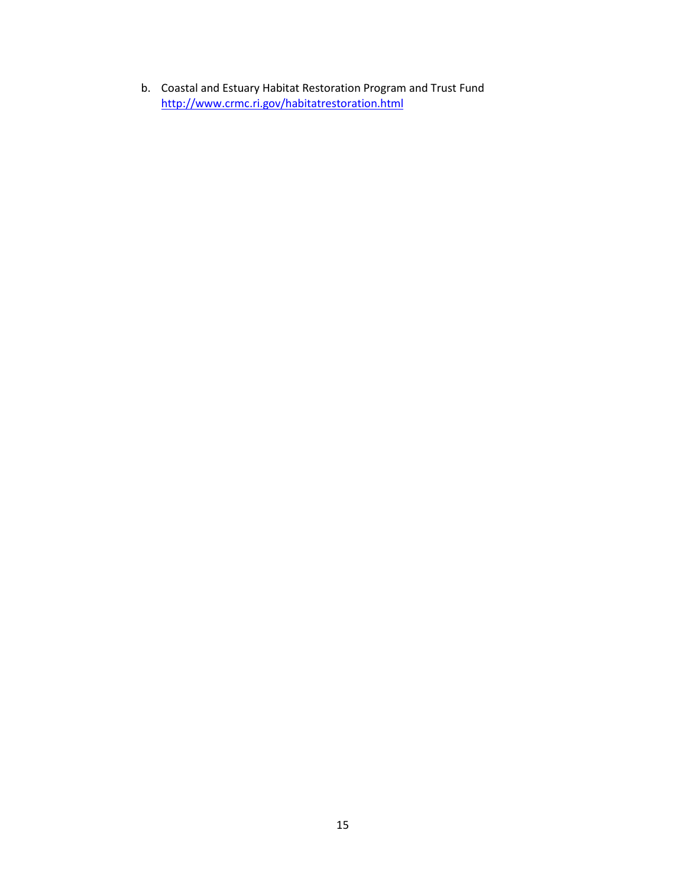b. Coastal and Estuary Habitat Restoration Program and Trust Fund
   http://www.crmc.ri.gov/habitatrestoration.html